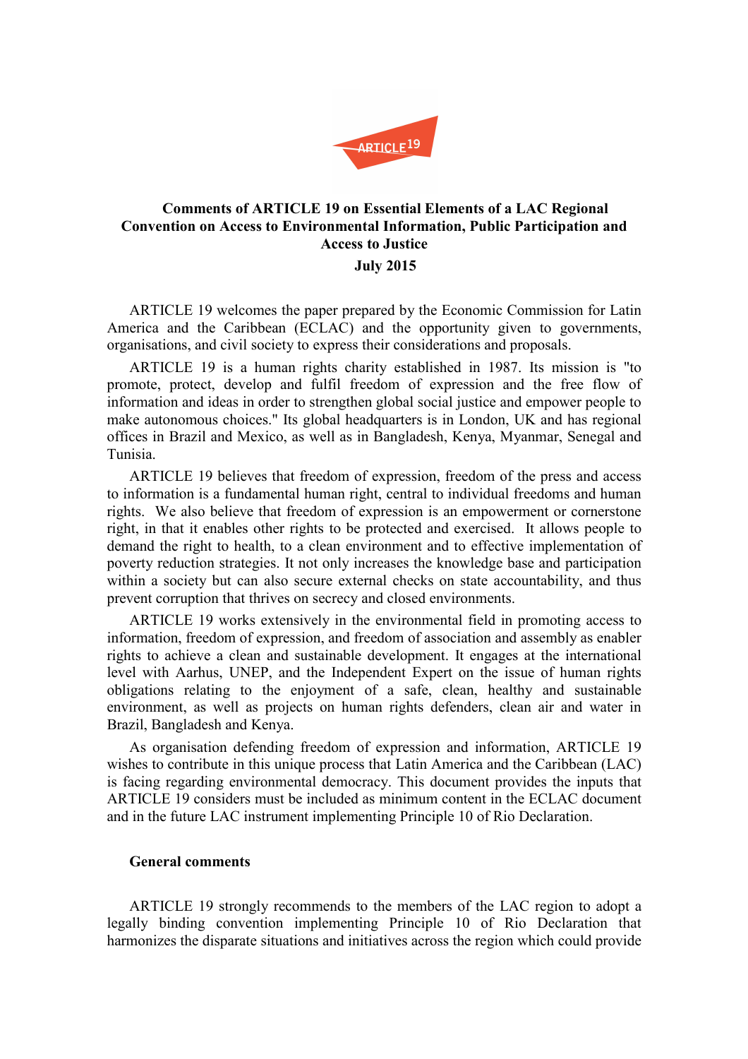**Comments of ARTICLE 19 on Essential Elements of a LAC Regional Convention on Access to Environmental Information, Public Participation and Access to Justice**

**July 2015**

ARTICLE 19 welcomes the paper prepared by the Economic Commission for Latin America and the Caribbean (ECLAC) and the opportunity given to governments, organisations, and civil society to express their considerations and proposals.

ARTICLE 19 is a human rights charity established in 1987. Its mission is "to promote, protect, develop and fulfil freedom of expression and the free flow of information and ideas in order to strengthen global social justice and empower people to make autonomous choices." Its global headquarters is in London, UK and has regional offices in Brazil and Mexico, as well as in Bangladesh, Kenya, Myanmar, Senegal and Tunisia.

ARTICLE 19 believes that freedom of expression, freedom of the press and access to information is a fundamental human right, central to individual freedoms and human rights. We also believe that freedom of expression is an empowerment or cornerstone right, in that it enables other rights to be protected and exercised. It allows people to demand the right to health, to a clean environment and to effective implementation of poverty reduction strategies. It not only increases the knowledge base and participation within a society but can also secure external checks on state accountability, and thus prevent corruption that thrives on secrecy and closed environments.

ARTICLE 19 works extensively in the environmental field in promoting access to information, freedom of expression, and freedom of association and assembly as enabler rights to achieve a clean and sustainable development. It engages at the international level with Aarhus, UNEP, and the Independent Expert on the issue of human rights obligations relating to the enjoyment of a safe, clean, healthy and sustainable environment, as well as projects on human rights defenders, clean air and water in Brazil, Bangladesh and Kenya.

As organisation defending freedom of expression and information, ARTICLE 19 wishes to contribute in this unique process that Latin America and the Caribbean (LAC) is facing regarding environmental democracy. This document provides the inputs that ARTICLE 19 considers must be included as minimum content in the ECLAC document and in the future LAC instrument implementing Principle 10 of Rio Declaration.

**General comments**

ARTICLE 19 strongly recommends to the members of the LAC region to adopt a legally binding convention implementing Principle 10 of Rio Declaration that harmonizes the disparate situations and initiatives across the region which could provide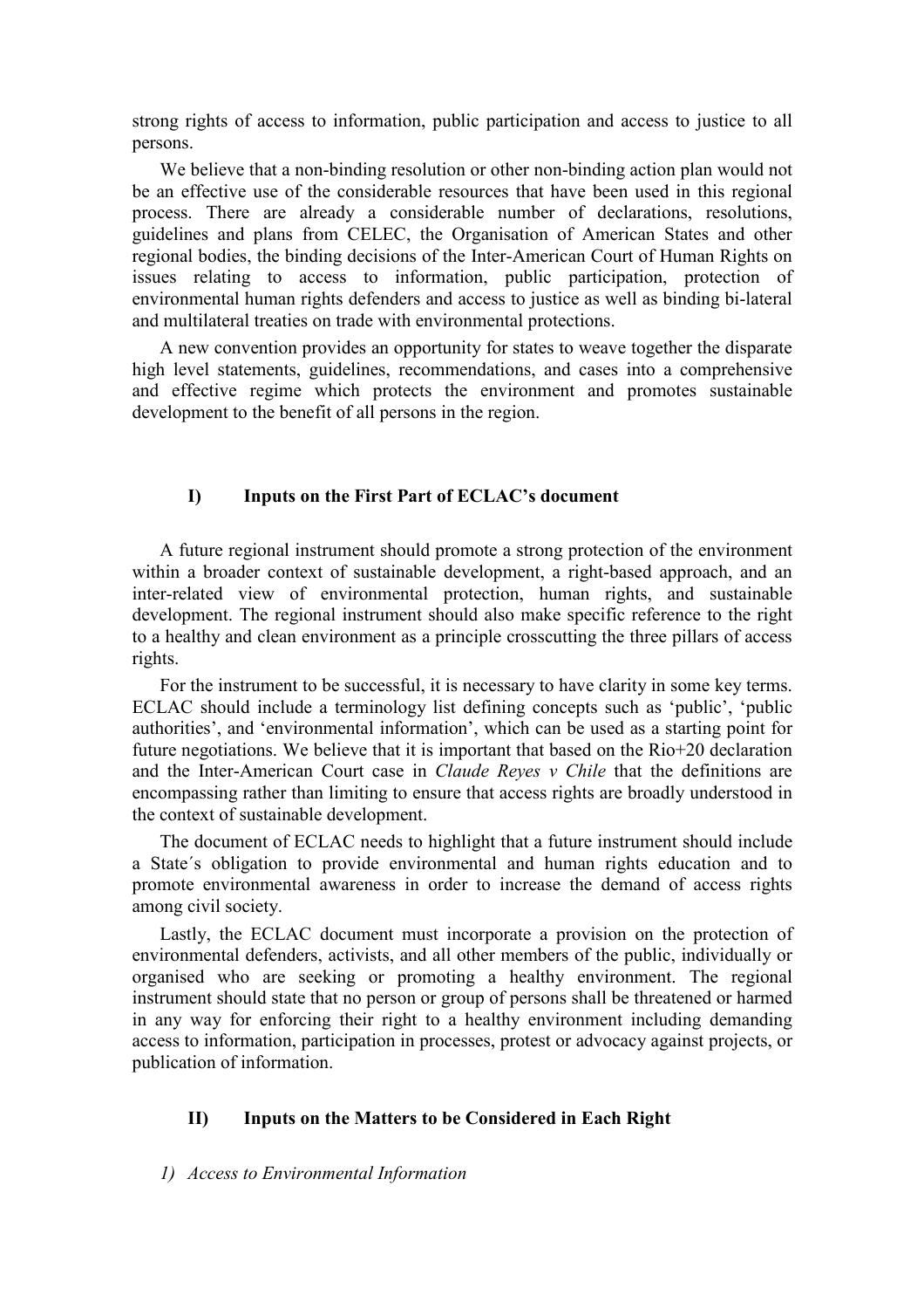strong rights of access to information, public participation and access to justice to all persons.

We believe that a non-binding resolution or other non-binding action plan would not be an effective use of the considerable resources that have been used in this regional process. There are already a considerable number of declarations, resolutions, guidelines and plans from CELEC, the Organisation of American States and other regional bodies, the binding decisions of the Inter-American Court of Human Rights on issues relating to access to information, public participation, protection of environmental human rights defenders and access to justice as well as binding bi-lateral and multilateral treaties on trade with environmental protections.

A new convention provides an opportunity for states to weave together the disparate high level statements, guidelines, recommendations, and cases into a comprehensive and effective regime which protects the environment and promotes sustainable development to the benefit of all persons in the region.

## I) Inputs on the First Part of ECLAC's document

A future regional instrument should promote a strong protection of the environment within a broader context of sustainable development, a right-based approach, and an inter-related view of environmental protection, human rights, and sustainable development. The regional instrument should also make specific reference to the right to a healthy and clean environment as a principle crosscutting the three pillars of access rights.

For the instrument to be successful, it is necessary to have clarity in some key terms. ECLAC should include a terminology list defining concepts such as 'public', 'public authorities', and 'environmental information', which can be used as a starting point for future negotiations. We believe that it is important that based on the Rio+20 declaration and the Inter-American Court case in *Claude Reyes v Chile* that the definitions are encompassing rather than limiting to ensure that access rights are broadly understood in the context of sustainable development.

The document of ECLAC needs to highlight that a future instrument should include a State´s obligation to provide environmental and human rights education and to promote environmental awareness in order to increase the demand of access rights among civil society.

Lastly, the ECLAC document must incorporate a provision on the protection of environmental defenders, activists, and all other members of the public, individually or organised who are seeking or promoting a healthy environment. The regional instrument should state that no person or group of persons shall be threatened or harmed in any way for enforcing their right to a healthy environment including demanding access to information, participation in processes, protest or advocacy against projects, or publication of information.

## II) Inputs on the Matters to be Considered in Each Right

### *1) Access to Environmental Information*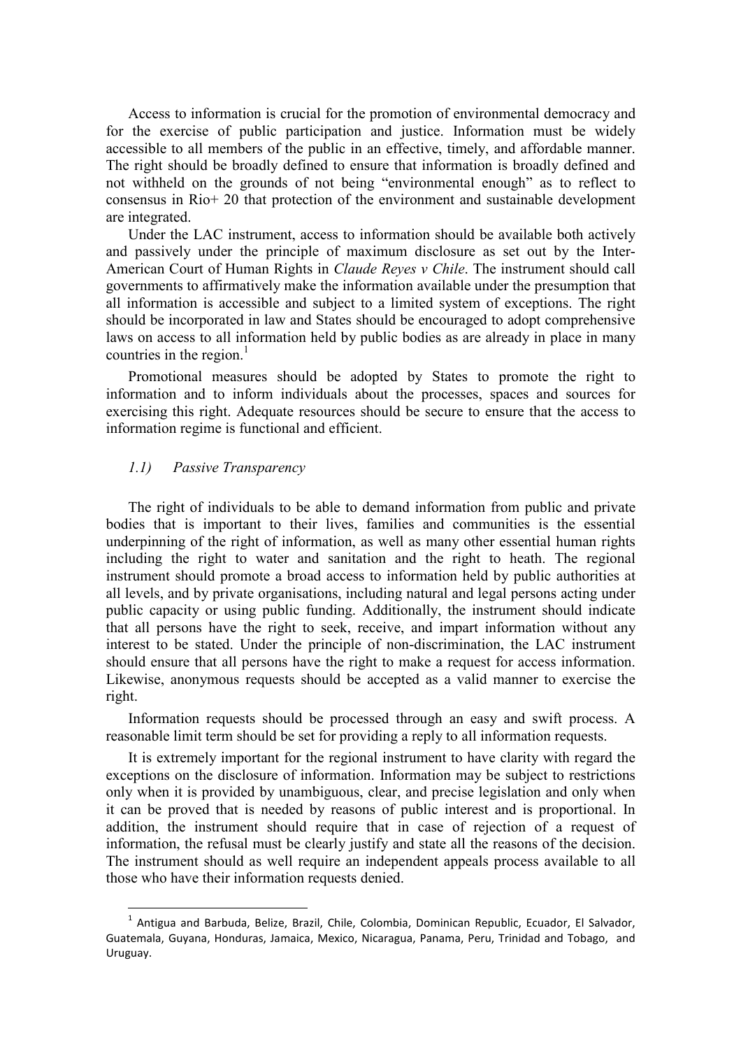Access to information is crucial for the promotion of environmental democracy and for the exercise of public participation and justice. Information must be widely accessible to all members of the public in an effective, timely, and affordable manner. The right should be broadly defined to ensure that information is broadly defined and not withheld on the grounds of not being "environmental enough" as to reflect to consensus in Rio+ 20 that protection of the environment and sustainable development are integrated.

Under the LAC instrument, access to information should be available both actively and passively under the principle of maximum disclosure as set out by the Inter-American Court of Human Rights in *Claude Reyes v Chile*. The instrument should call governments to affirmatively make the information available under the presumption that all information is accessible and subject to a limited system of exceptions. The right should be incorporated in law and States should be encouraged to adopt comprehensive laws on access to all information held by public bodies as are already in place in many countries in the region.[1]

Promotional measures should be adopted by States to promote the right to information and to inform individuals about the processes, spaces and sources for exercising this right. Adequate resources should be secure to ensure that the access to information regime is functional and efficient.

### *1.1) Passive Transparency*

The right of individuals to be able to demand information from public and private bodies that is important to their lives, families and communities is the essential underpinning of the right of information, as well as many other essential human rights including the right to water and sanitation and the right to heath. The regional instrument should promote a broad access to information held by public authorities at all levels, and by private organisations, including natural and legal persons acting under public capacity or using public funding. Additionally, the instrument should indicate that all persons have the right to seek, receive, and impart information without any interest to be stated. Under the principle of non-discrimination, the LAC instrument should ensure that all persons have the right to make a request for access information. Likewise, anonymous requests should be accepted as a valid manner to exercise the right.

Information requests should be processed through an easy and swift process. A reasonable limit term should be set for providing a reply to all information requests.

It is extremely important for the regional instrument to have clarity with regard the exceptions on the disclosure of information. Information may be subject to restrictions only when it is provided by unambiguous, clear, and precise legislation and only when it can be proved that is needed by reasons of public interest and is proportional. In addition, the instrument should require that in case of rejection of a request of information, the refusal must be clearly justify and state all the reasons of the decision. The instrument should as well require an independent appeals process available to all those who have their information requests denied.

---

[1] Antigua and Barbuda, Belize, Brazil, Chile, Colombia, Dominican Republic, Ecuador, El Salvador, Guatemala, Guyana, Honduras, Jamaica, Mexico, Nicaragua, Panama, Peru, Trinidad and Tobago, and Uruguay.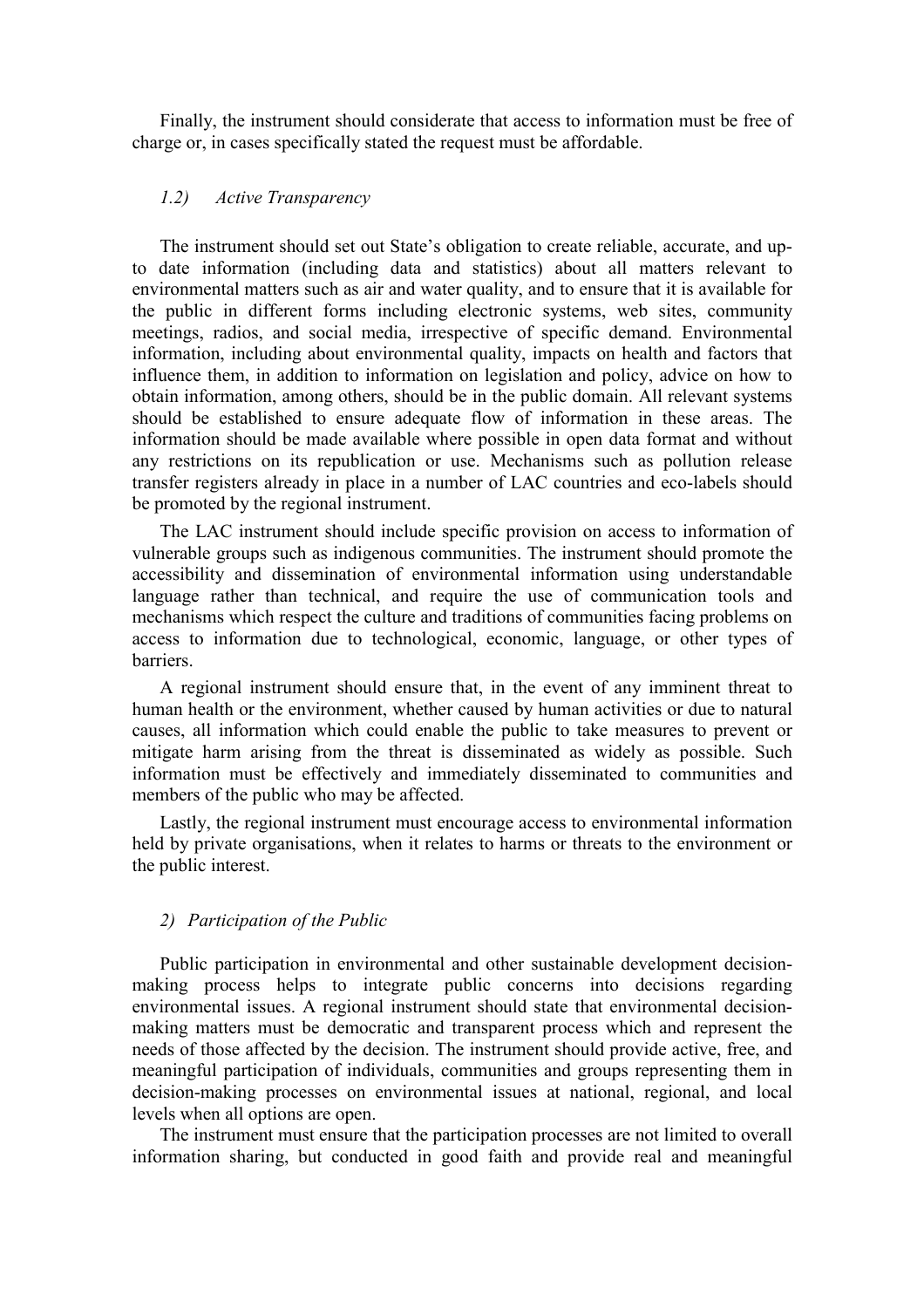Finally, the instrument should considerate that access to information must be free of charge or, in cases specifically stated the request must be affordable.

### *1.2) Active Transparency*

The instrument should set out State's obligation to create reliable, accurate, and up-to date information (including data and statistics) about all matters relevant to environmental matters such as air and water quality, and to ensure that it is available for the public in different forms including electronic systems, web sites, community meetings, radios, and social media, irrespective of specific demand. Environmental information, including about environmental quality, impacts on health and factors that influence them, in addition to information on legislation and policy, advice on how to obtain information, among others, should be in the public domain. All relevant systems should be established to ensure adequate flow of information in these areas. The information should be made available where possible in open data format and without any restrictions on its republication or use. Mechanisms such as pollution release transfer registers already in place in a number of LAC countries and eco-labels should be promoted by the regional instrument.

The LAC instrument should include specific provision on access to information of vulnerable groups such as indigenous communities. The instrument should promote the accessibility and dissemination of environmental information using understandable language rather than technical, and require the use of communication tools and mechanisms which respect the culture and traditions of communities facing problems on access to information due to technological, economic, language, or other types of barriers.

A regional instrument should ensure that, in the event of any imminent threat to human health or the environment, whether caused by human activities or due to natural causes, all information which could enable the public to take measures to prevent or mitigate harm arising from the threat is disseminated as widely as possible. Such information must be effectively and immediately disseminated to communities and members of the public who may be affected.

Lastly, the regional instrument must encourage access to environmental information held by private organisations, when it relates to harms or threats to the environment or the public interest.

## *2) Participation of the Public*

Public participation in environmental and other sustainable development decision-making process helps to integrate public concerns into decisions regarding environmental issues. A regional instrument should state that environmental decision-making matters must be democratic and transparent process which and represent the needs of those affected by the decision. The instrument should provide active, free, and meaningful participation of individuals, communities and groups representing them in decision-making processes on environmental issues at national, regional, and local levels when all options are open.

The instrument must ensure that the participation processes are not limited to overall information sharing, but conducted in good faith and provide real and meaningful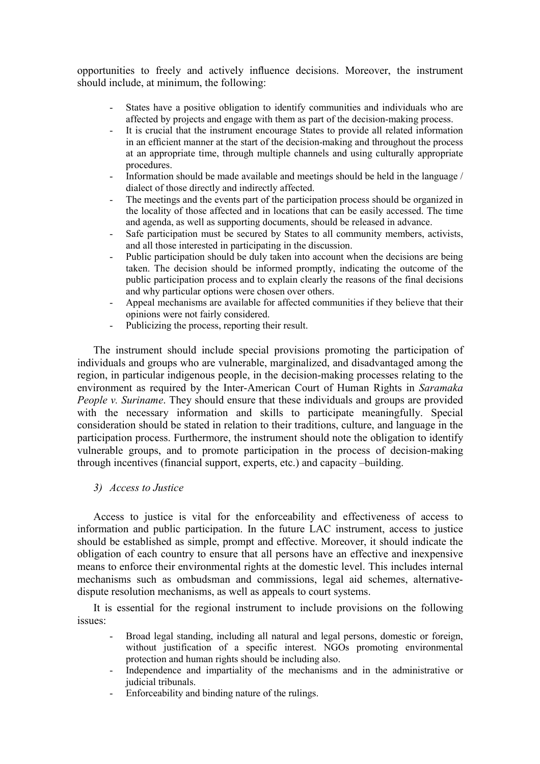opportunities to freely and actively influence decisions. Moreover, the instrument should include, at minimum, the following:

- States have a positive obligation to identify communities and individuals who are affected by projects and engage with them as part of the decision-making process.
- It is crucial that the instrument encourage States to provide all related information in an efficient manner at the start of the decision-making and throughout the process at an appropriate time, through multiple channels and using culturally appropriate procedures.
- Information should be made available and meetings should be held in the language / dialect of those directly and indirectly affected.
- The meetings and the events part of the participation process should be organized in the locality of those affected and in locations that can be easily accessed. The time and agenda, as well as supporting documents, should be released in advance.
- Safe participation must be secured by States to all community members, activists, and all those interested in participating in the discussion.
- Public participation should be duly taken into account when the decisions are being taken. The decision should be informed promptly, indicating the outcome of the public participation process and to explain clearly the reasons of the final decisions and why particular options were chosen over others.
- Appeal mechanisms are available for affected communities if they believe that their opinions were not fairly considered.
- Publicizing the process, reporting their result.

The instrument should include special provisions promoting the participation of individuals and groups who are vulnerable, marginalized, and disadvantaged among the region, in particular indigenous people, in the decision-making processes relating to the environment as required by the Inter-American Court of Human Rights in *Saramaka People v. Suriname*. They should ensure that these individuals and groups are provided with the necessary information and skills to participate meaningfully. Special consideration should be stated in relation to their traditions, culture, and language in the participation process. Furthermore, the instrument should note the obligation to identify vulnerable groups, and to promote participation in the process of decision-making through incentives (financial support, experts, etc.) and capacity –building.

### *3) Access to Justice*

Access to justice is vital for the enforceability and effectiveness of access to information and public participation. In the future LAC instrument, access to justice should be established as simple, prompt and effective. Moreover, it should indicate the obligation of each country to ensure that all persons have an effective and inexpensive means to enforce their environmental rights at the domestic level. This includes internal mechanisms such as ombudsman and commissions, legal aid schemes, alternative-dispute resolution mechanisms, as well as appeals to court systems.

It is essential for the regional instrument to include provisions on the following issues:

- Broad legal standing, including all natural and legal persons, domestic or foreign, without justification of a specific interest. NGOs promoting environmental protection and human rights should be including also.
- Independence and impartiality of the mechanisms and in the administrative or judicial tribunals.
- Enforceability and binding nature of the rulings.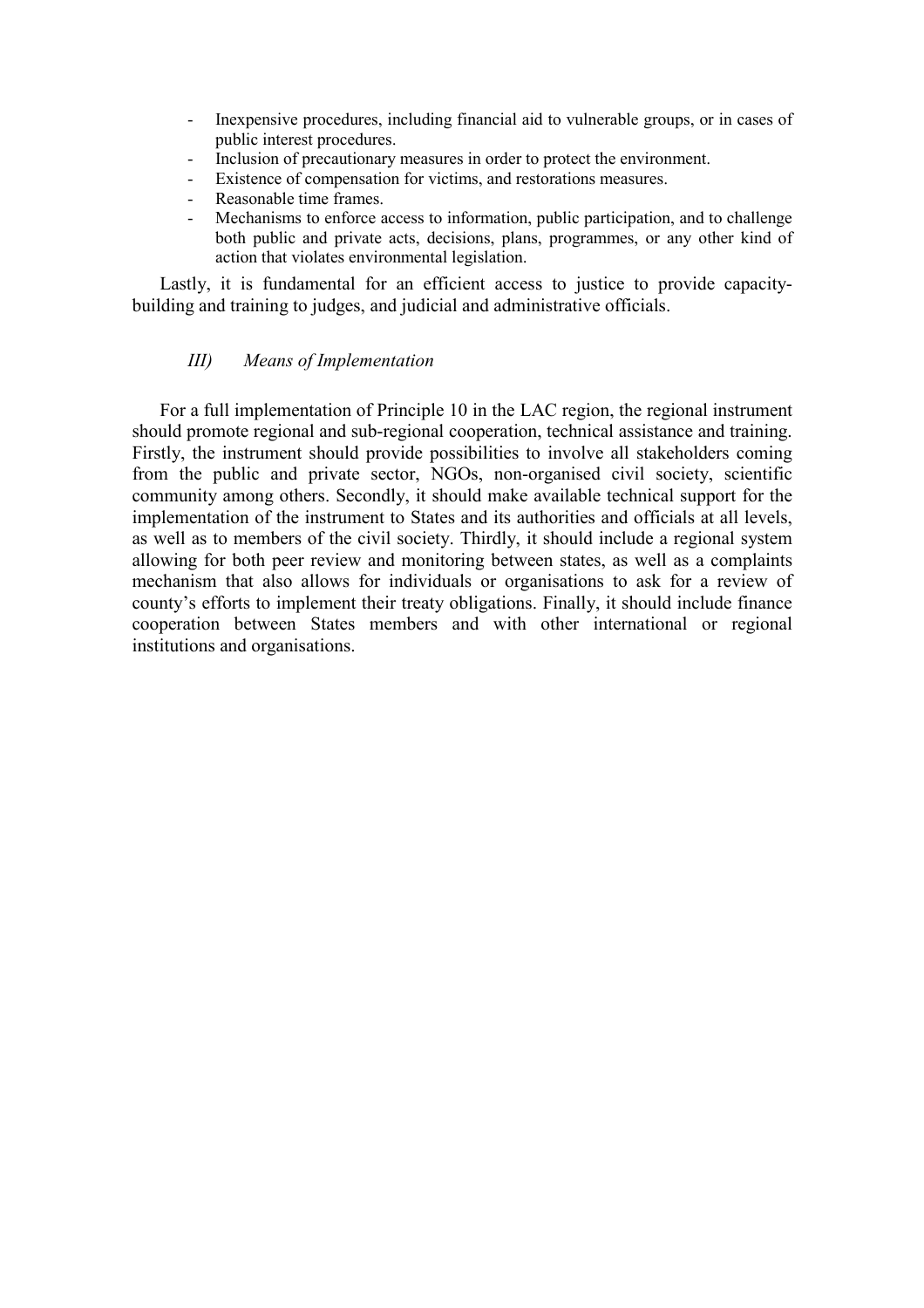- Inexpensive procedures, including financial aid to vulnerable groups, or in cases of public interest procedures.
- Inclusion of precautionary measures in order to protect the environment.
- Existence of compensation for victims, and restorations measures.
- Reasonable time frames.
- Mechanisms to enforce access to information, public participation, and to challenge both public and private acts, decisions, plans, programmes, or any other kind of action that violates environmental legislation.

Lastly, it is fundamental for an efficient access to justice to provide capacity-building and training to judges, and judicial and administrative officials.

### *III) Means of Implementation*

For a full implementation of Principle 10 in the LAC region, the regional instrument should promote regional and sub-regional cooperation, technical assistance and training. Firstly, the instrument should provide possibilities to involve all stakeholders coming from the public and private sector, NGOs, non-organised civil society, scientific community among others. Secondly, it should make available technical support for the implementation of the instrument to States and its authorities and officials at all levels, as well as to members of the civil society. Thirdly, it should include a regional system allowing for both peer review and monitoring between states, as well as a complaints mechanism that also allows for individuals or organisations to ask for a review of county's efforts to implement their treaty obligations. Finally, it should include finance cooperation between States members and with other international or regional institutions and organisations.